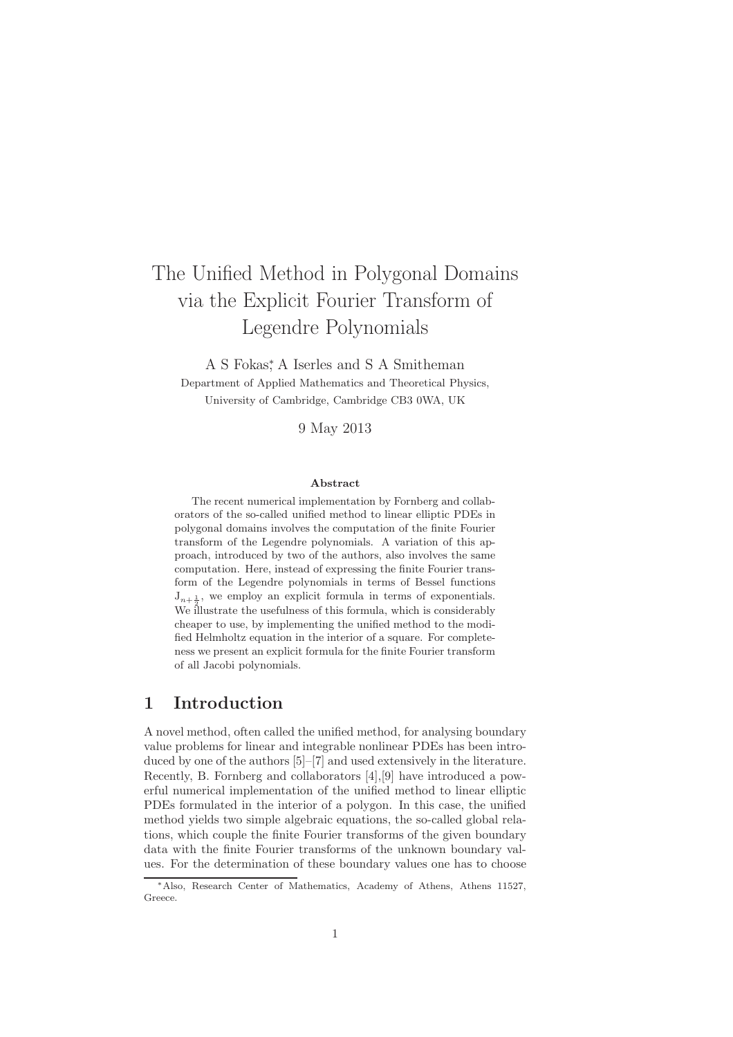# The Unified Method in Polygonal Domains via the Explicit Fourier Transform of Legendre Polynomials

A S Fokas*, A Iserles and S A Smitheman

Department of Applied Mathematics and Theoretical Physics,
University of Cambridge, Cambridge CB3 0WA, UK

9 May 2013

### Abstract

The recent numerical implementation by Fornberg and collaborators of the so-called unified method to linear elliptic PDEs in polygonal domains involves the computation of the finite Fourier transform of the Legendre polynomials. A variation of this approach, introduced by two of the authors, also involves the same computation. Here, instead of expressing the finite Fourier transform of the Legendre polynomials in terms of Bessel functions $\mathrm{J}_{n+\frac{1}{2}}$, we employ an explicit formula in terms of exponentials. We illustrate the usefulness of this formula, which is considerably cheaper to use, by implementing the unified method to the modified Helmholtz equation in the interior of a square. For completeness we present an explicit formula for the finite Fourier transform of all Jacobi polynomials.

## 1 Introduction

A novel method, often called the unified method, for analysing boundary value problems for linear and integrable nonlinear PDEs has been introduced by one of the authors [5]–[7] and used extensively in the literature. Recently, B. Fornberg and collaborators [4],[9] have introduced a powerful numerical implementation of the unified method to linear elliptic PDEs formulated in the interior of a polygon. In this case, the unified method yields two simple algebraic equations, the so-called global relations, which couple the finite Fourier transforms of the given boundary data with the finite Fourier transforms of the unknown boundary values. For the determination of these boundary values one has to choose

*Also, Research Center of Mathematics, Academy of Athens, Athens 11527, Greece.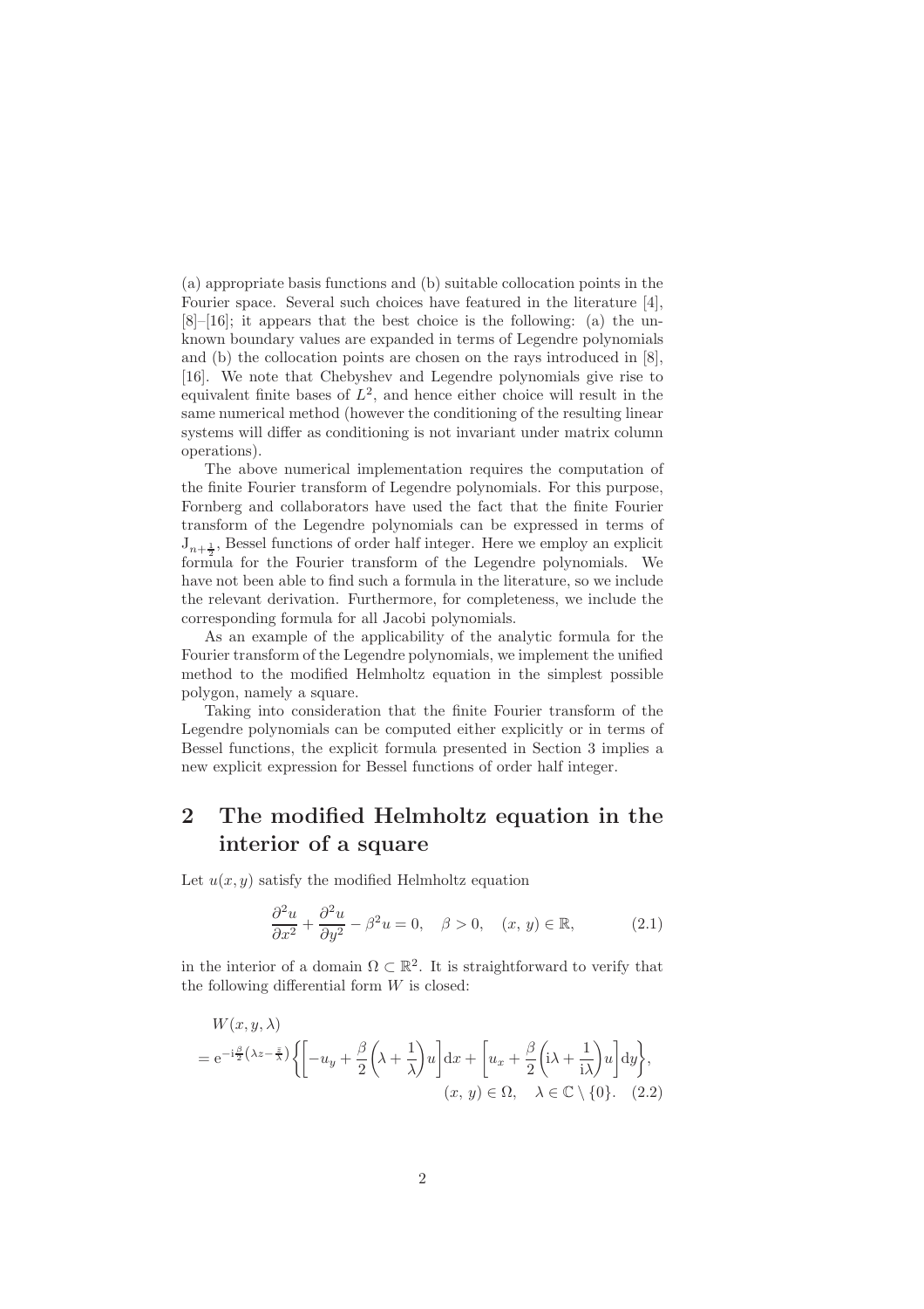(a) appropriate basis functions and (b) suitable collocation points in the Fourier space. Several such choices have featured in the literature [4], [8]–[16]; it appears that the best choice is the following: (a) the unknown boundary values are expanded in terms of Legendre polynomials and (b) the collocation points are chosen on the rays introduced in [8], [16]. We note that Chebyshev and Legendre polynomials give rise to equivalent finite bases of $L^2$, and hence either choice will result in the same numerical method (however the conditioning of the resulting linear systems will differ as conditioning is not invariant under matrix column operations).

The above numerical implementation requires the computation of the finite Fourier transform of Legendre polynomials. For this purpose, Fornberg and collaborators have used the fact that the finite Fourier transform of the Legendre polynomials can be expressed in terms of $\mathrm{J}_{n+\frac{1}{2}}$, Bessel functions of order half integer. Here we employ an explicit formula for the Fourier transform of the Legendre polynomials. We have not been able to find such a formula in the literature, so we include the relevant derivation. Furthermore, for completeness, we include the corresponding formula for all Jacobi polynomials.

As an example of the applicability of the analytic formula for the Fourier transform of the Legendre polynomials, we implement the unified method to the modified Helmholtz equation in the simplest possible polygon, namely a square.

Taking into consideration that the finite Fourier transform of the Legendre polynomials can be computed either explicitly or in terms of Bessel functions, the explicit formula presented in Section 3 implies a new explicit expression for Bessel functions of order half integer.

## 2 The modified Helmholtz equation in the interior of a square

Let $u(x, y)$ satisfy the modified Helmholtz equation

$$\frac{\partial^2 u}{\partial x^2} + \frac{\partial^2 u}{\partial y^2} - \beta^2 u = 0, \quad \beta > 0, \quad (x,\, y) \in \mathbb{R}, \tag{2.1}$$

in the interior of a domain $\Omega \subset \mathbb{R}^2$. It is straightforward to verify that the following differential form $W$ is closed:

$$\begin{aligned} &W(x, y, \lambda) \\ &= \mathrm{e}^{-\mathrm{i}\frac{\beta}{2}\left(\lambda z - \frac{\bar{z}}{\lambda}\right)} \left\{ \left[ -u_y + \frac{\beta}{2}\left(\lambda + \frac{1}{\lambda}\right) u \right] \mathrm{d}x + \left[ u_x + \frac{\beta}{2}\left(\mathrm{i}\lambda + \frac{1}{\mathrm{i}\lambda}\right) u \right] \mathrm{d}y \right\}, \\ &\qquad\qquad\qquad\qquad\qquad\qquad\qquad\qquad (x,\, y) \in \Omega, \quad \lambda \in \mathbb{C} \setminus \{0\}. \end{aligned} \tag{2.2}$$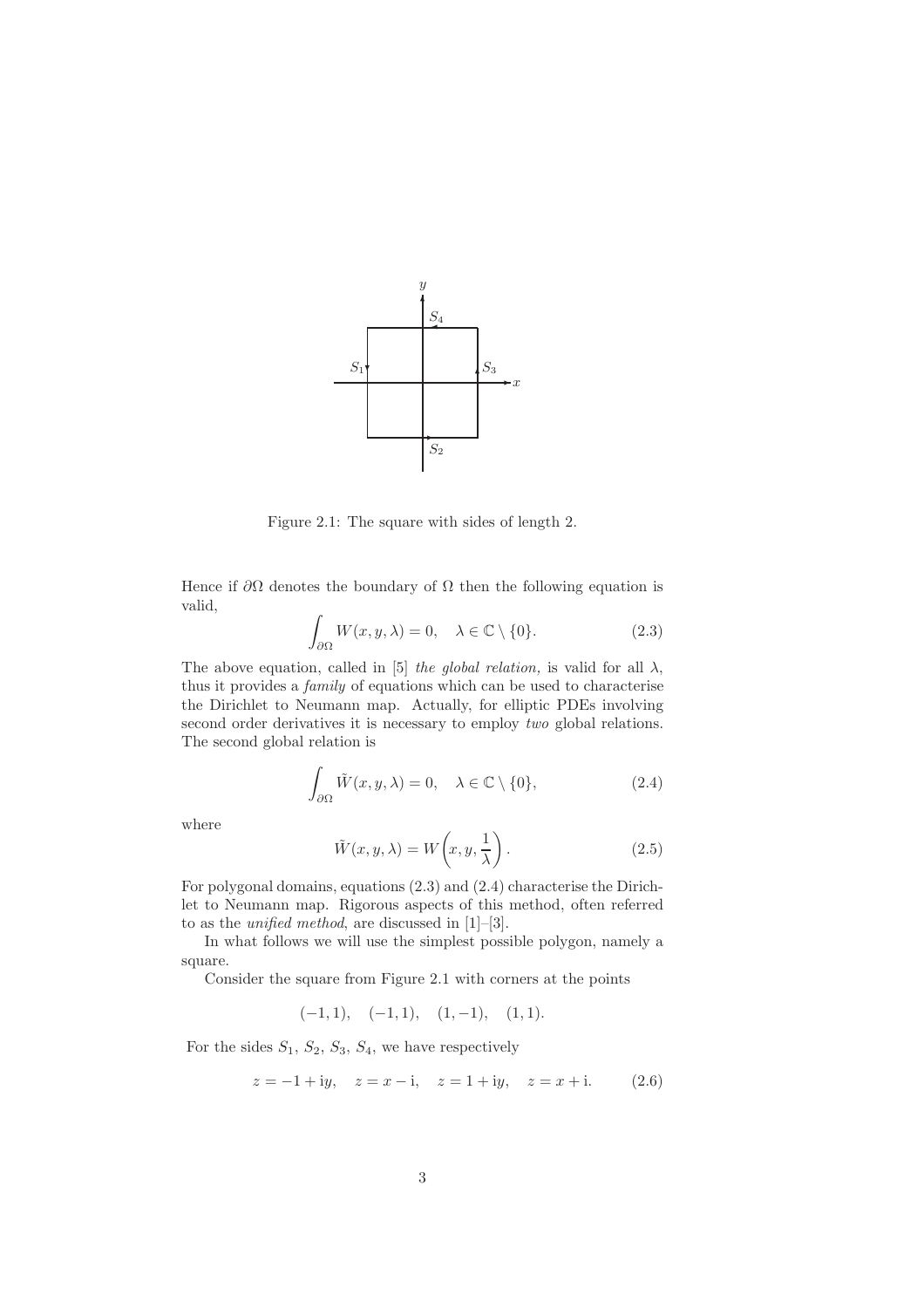Figure 2.1: The square with sides of length 2.

Hence if $\partial\Omega$ denotes the boundary of $\Omega$ then the following equation is valid,

$$\int_{\partial\Omega} W(x,y,\lambda) = 0, \quad \lambda \in \mathbb{C} \setminus \{0\}. \tag{2.3}$$

The above equation, called in [5] *the global relation,* is valid for all $\lambda$, thus it provides a *family* of equations which can be used to characterise the Dirichlet to Neumann map. Actually, for elliptic PDEs involving second order derivatives it is necessary to employ *two* global relations. The second global relation is

$$\int_{\partial\Omega} \tilde{W}(x,y,\lambda) = 0, \quad \lambda \in \mathbb{C} \setminus \{0\}, \tag{2.4}$$

where

$$\tilde{W}(x,y,\lambda) = W\left(x, y, \frac{1}{\lambda}\right). \tag{2.5}$$

For polygonal domains, equations (2.3) and (2.4) characterise the Dirichlet to Neumann map. Rigorous aspects of this method, often referred to as the *unified method*, are discussed in [1]–[3].

In what follows we will use the simplest possible polygon, namely a square.

Consider the square from Figure 2.1 with corners at the points

$$(-1,1), \quad (-1,1), \quad (1,-1), \quad (1,1).$$

For the sides $S_1$, $S_2$, $S_3$, $S_4$, we have respectively

$$z = -1 + \mathrm{i}y, \quad z = x - \mathrm{i}, \quad z = 1 + \mathrm{i}y, \quad z = x + \mathrm{i}. \tag{2.6}$$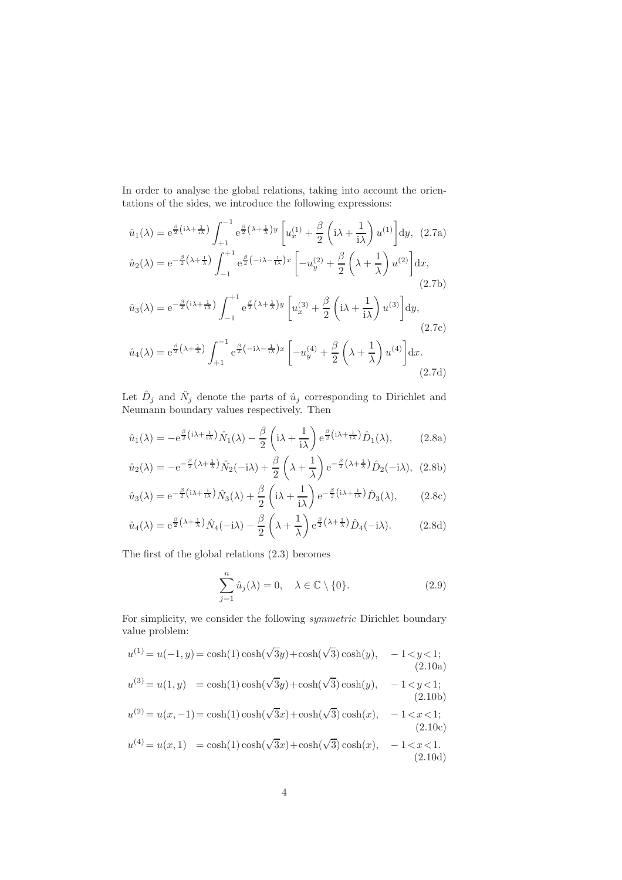In order to analyse the global relations, taking into account the orientations of the sides, we introduce the following expressions:

$$\hat{u}_1(\lambda) = \mathrm{e}^{\frac{\beta}{2}\left(\mathrm{i}\lambda+\frac{1}{\mathrm{i}\lambda}\right)} \int_{+1}^{-1} \mathrm{e}^{\frac{\beta}{2}\left(\lambda+\frac{1}{\lambda}\right)y} \left[u_x^{(1)} + \frac{\beta}{2}\left(\mathrm{i}\lambda + \frac{1}{\mathrm{i}\lambda}\right) u^{(1)}\right] \mathrm{d}y, \quad (2.7\mathrm{a})$$

$$\hat{u}_2(\lambda) = \mathrm{e}^{-\frac{\beta}{2}\left(\lambda+\frac{1}{\lambda}\right)} \int_{-1}^{+1} \mathrm{e}^{\frac{\beta}{2}\left(-\mathrm{i}\lambda-\frac{1}{\mathrm{i}\lambda}\right)x} \left[-u_y^{(2)} + \frac{\beta}{2}\left(\lambda + \frac{1}{\lambda}\right) u^{(2)}\right] \mathrm{d}x, \quad (2.7\mathrm{b})$$

$$\hat{u}_3(\lambda) = \mathrm{e}^{-\frac{\beta}{2}\left(\mathrm{i}\lambda+\frac{1}{\mathrm{i}\lambda}\right)} \int_{-1}^{+1} \mathrm{e}^{\frac{\beta}{2}\left(\lambda+\frac{1}{\lambda}\right)y} \left[u_x^{(3)} + \frac{\beta}{2}\left(\mathrm{i}\lambda + \frac{1}{\mathrm{i}\lambda}\right) u^{(3)}\right] \mathrm{d}y, \quad (2.7\mathrm{c})$$

$$\hat{u}_4(\lambda) = \mathrm{e}^{\frac{\beta}{2}\left(\lambda+\frac{1}{\lambda}\right)} \int_{+1}^{-1} \mathrm{e}^{\frac{\beta}{2}\left(-\mathrm{i}\lambda-\frac{1}{\mathrm{i}\lambda}\right)x} \left[-u_y^{(4)} + \frac{\beta}{2}\left(\lambda + \frac{1}{\lambda}\right) u^{(4)}\right] \mathrm{d}x. \quad (2.7\mathrm{d})$$

Let $\hat{D}_j$ and $\hat{N}_j$ denote the parts of $\hat{u}_j$ corresponding to Dirichlet and Neumann boundary values respectively. Then

$$\hat{u}_1(\lambda) = -\mathrm{e}^{\frac{\beta}{2}\left(\mathrm{i}\lambda+\frac{1}{\mathrm{i}\lambda}\right)} \hat{N}_1(\lambda) - \frac{\beta}{2}\left(\mathrm{i}\lambda + \frac{1}{\mathrm{i}\lambda}\right) \mathrm{e}^{\frac{\beta}{2}\left(\mathrm{i}\lambda+\frac{1}{\mathrm{i}\lambda}\right)} \hat{D}_1(\lambda), \quad (2.8\mathrm{a})$$

$$\hat{u}_2(\lambda) = -\mathrm{e}^{-\frac{\beta}{2}\left(\lambda+\frac{1}{\lambda}\right)} \hat{N}_2(-\mathrm{i}\lambda) + \frac{\beta}{2}\left(\lambda + \frac{1}{\lambda}\right) \mathrm{e}^{-\frac{\beta}{2}\left(\lambda+\frac{1}{\lambda}\right)} \hat{D}_2(-\mathrm{i}\lambda), \quad (2.8\mathrm{b})$$

$$\hat{u}_3(\lambda) = \mathrm{e}^{-\frac{\beta}{2}\left(\mathrm{i}\lambda+\frac{1}{\mathrm{i}\lambda}\right)} \hat{N}_3(\lambda) + \frac{\beta}{2}\left(\mathrm{i}\lambda + \frac{1}{\mathrm{i}\lambda}\right) \mathrm{e}^{-\frac{\beta}{2}\left(\mathrm{i}\lambda+\frac{1}{\mathrm{i}\lambda}\right)} \hat{D}_3(\lambda), \quad (2.8\mathrm{c})$$

$$\hat{u}_4(\lambda) = \mathrm{e}^{\frac{\beta}{2}\left(\lambda+\frac{1}{\lambda}\right)} \hat{N}_4(-\mathrm{i}\lambda) - \frac{\beta}{2}\left(\lambda + \frac{1}{\lambda}\right) \mathrm{e}^{\frac{\beta}{2}\left(\lambda+\frac{1}{\lambda}\right)} \hat{D}_4(-\mathrm{i}\lambda). \quad (2.8\mathrm{d})$$

The first of the global relations (2.3) becomes

$$\sum_{j=1}^{n} \hat{u}_j(\lambda) = 0, \quad \lambda \in \mathbb{C} \setminus \{0\}. \quad (2.9)$$

For simplicity, we consider the following *symmetric* Dirichlet boundary value problem:

$$u^{(1)} = u(-1, y) = \cosh(1)\cosh(\sqrt{3}y) + \cosh(\sqrt{3})\cosh(y), \quad -1 < y < 1; \quad (2.10\mathrm{a})$$

$$u^{(3)} = u(1, y) \ = \cosh(1)\cosh(\sqrt{3}y) + \cosh(\sqrt{3})\cosh(y), \quad -1 < y < 1; \quad (2.10\mathrm{b})$$

$$u^{(2)} = u(x, -1) = \cosh(1)\cosh(\sqrt{3}x) + \cosh(\sqrt{3})\cosh(x), \quad -1 < x < 1; \quad (2.10\mathrm{c})$$

$$u^{(4)} = u(x, 1) \ = \cosh(1)\cosh(\sqrt{3}x) + \cosh(\sqrt{3})\cosh(x), \quad -1 < x < 1. \quad (2.10\mathrm{d})$$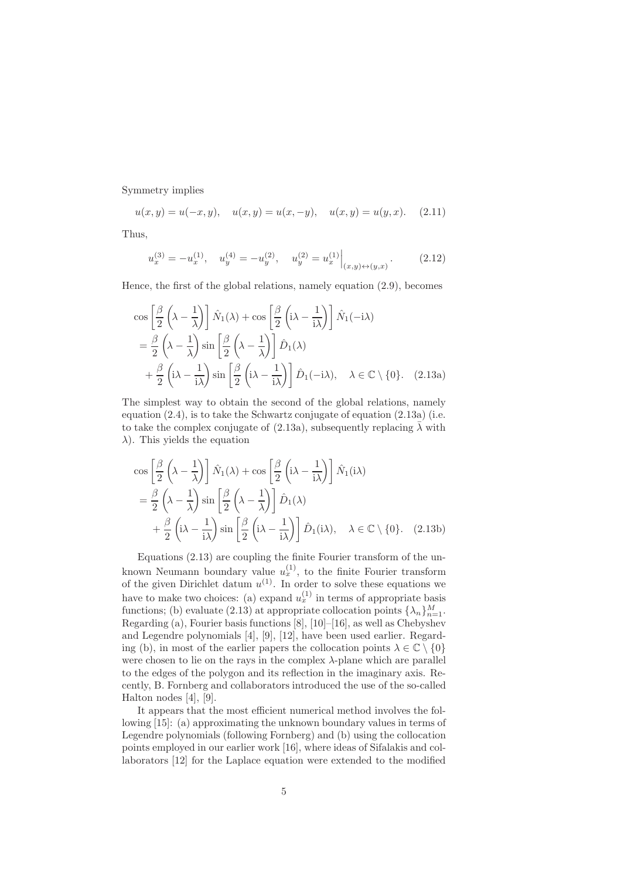Symmetry implies

$$u(x,y) = u(-x,y), \quad u(x,y) = u(x,-y), \quad u(x,y) = u(y,x). \quad (2.11)$$

Thus,

$$u_x^{(3)} = -u_x^{(1)}, \quad u_y^{(4)} = -u_y^{(2)}, \quad u_y^{(2)} = u_x^{(1)}\Big|_{(x,y)\leftrightarrow(y,x)}. \quad (2.12)$$

Hence, the first of the global relations, namely equation (2.9), becomes

$$\begin{aligned}
&\cos\left[\frac{\beta}{2}\left(\lambda - \frac{1}{\lambda}\right)\right]\hat{N}_1(\lambda) + \cos\left[\frac{\beta}{2}\left(\mathrm{i}\lambda - \frac{1}{\mathrm{i}\lambda}\right)\right]\hat{N}_1(-\mathrm{i}\lambda) \\
&= \frac{\beta}{2}\left(\lambda - \frac{1}{\lambda}\right)\sin\left[\frac{\beta}{2}\left(\lambda - \frac{1}{\lambda}\right)\right]\hat{D}_1(\lambda) \\
&\quad + \frac{\beta}{2}\left(\mathrm{i}\lambda - \frac{1}{\mathrm{i}\lambda}\right)\sin\left[\frac{\beta}{2}\left(\mathrm{i}\lambda - \frac{1}{\mathrm{i}\lambda}\right)\right]\hat{D}_1(-\mathrm{i}\lambda), \quad \lambda \in \mathbb{C}\setminus\{0\}. \quad (2.13a)
\end{aligned}$$

The simplest way to obtain the second of the global relations, namely equation (2.4), is to take the Schwartz conjugate of equation (2.13a) (i.e. to take the complex conjugate of (2.13a), subsequently replacing $\bar{\lambda}$ with $\lambda$). This yields the equation

$$\begin{aligned}
&\cos\left[\frac{\beta}{2}\left(\lambda - \frac{1}{\lambda}\right)\right]\hat{N}_1(\lambda) + \cos\left[\frac{\beta}{2}\left(\mathrm{i}\lambda - \frac{1}{\mathrm{i}\lambda}\right)\right]\hat{N}_1(\mathrm{i}\lambda) \\
&= \frac{\beta}{2}\left(\lambda - \frac{1}{\lambda}\right)\sin\left[\frac{\beta}{2}\left(\lambda - \frac{1}{\lambda}\right)\right]\hat{D}_1(\lambda) \\
&\quad + \frac{\beta}{2}\left(\mathrm{i}\lambda - \frac{1}{\mathrm{i}\lambda}\right)\sin\left[\frac{\beta}{2}\left(\mathrm{i}\lambda - \frac{1}{\mathrm{i}\lambda}\right)\right]\hat{D}_1(\mathrm{i}\lambda), \quad \lambda \in \mathbb{C}\setminus\{0\}. \quad (2.13b)
\end{aligned}$$

Equations (2.13) are coupling the finite Fourier transform of the unknown Neumann boundary value $u_x^{(1)}$, to the finite Fourier transform of the given Dirichlet datum $u^{(1)}$. In order to solve these equations we have to make two choices: (a) expand $u_x^{(1)}$ in terms of appropriate basis functions; (b) evaluate (2.13) at appropriate collocation points $\{\lambda_n\}_{n=1}^{M}$. Regarding (a), Fourier basis functions [8], [10]–[16], as well as Chebyshev and Legendre polynomials [4], [9], [12], have been used earlier. Regarding (b), in most of the earlier papers the collocation points $\lambda \in \mathbb{C}\setminus\{0\}$ were chosen to lie on the rays in the complex $\lambda$-plane which are parallel to the edges of the polygon and its reflection in the imaginary axis. Recently, B. Fornberg and collaborators introduced the use of the so-called Halton nodes [4], [9].

It appears that the most efficient numerical method involves the following [15]: (a) approximating the unknown boundary values in terms of Legendre polynomials (following Fornberg) and (b) using the collocation points employed in our earlier work [16], where ideas of Sifalakis and collaborators [12] for the Laplace equation were extended to the modified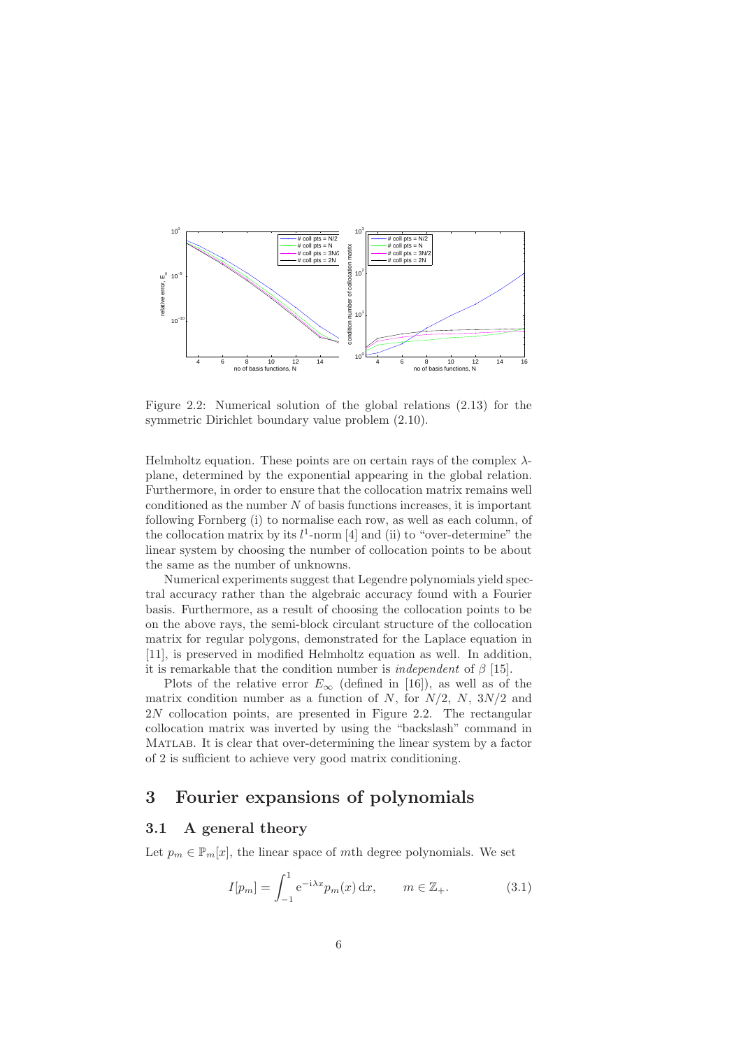Figure 2.2: Numerical solution of the global relations (2.13) for the symmetric Dirichlet boundary value problem (2.10).

Helmholtz equation. These points are on certain rays of the complex $\lambda$-plane, determined by the exponential appearing in the global relation. Furthermore, in order to ensure that the collocation matrix remains well conditioned as the number $N$ of basis functions increases, it is important following Fornberg (i) to normalise each row, as well as each column, of the collocation matrix by its $l^1$-norm [4] and (ii) to "over-determine" the linear system by choosing the number of collocation points to be about the same as the number of unknowns.

Numerical experiments suggest that Legendre polynomials yield spectral accuracy rather than the algebraic accuracy found with a Fourier basis. Furthermore, as a result of choosing the collocation points to be on the above rays, the semi-block circulant structure of the collocation matrix for regular polygons, demonstrated for the Laplace equation in [11], is preserved in modified Helmholtz equation as well. In addition, it is remarkable that the condition number is *independent* of $\beta$ [15].

Plots of the relative error $E_\infty$ (defined in [16]), as well as of the matrix condition number as a function of $N$, for $N/2$, $N$, $3N/2$ and $2N$ collocation points, are presented in Figure 2.2. The rectangular collocation matrix was inverted by using the "backslash" command in MATLAB. It is clear that over-determining the linear system by a factor of 2 is sufficient to achieve very good matrix conditioning.

# 3 Fourier expansions of polynomials

## 3.1 A general theory

Let $p_m \in \mathbb{P}_m[x]$, the linear space of $m$th degree polynomials. We set

$$I[p_m] = \int_{-1}^{1} \mathrm{e}^{-\mathrm{i}\lambda x} p_m(x)\,\mathrm{d}x, \qquad m \in \mathbb{Z}_+. \tag{3.1}$$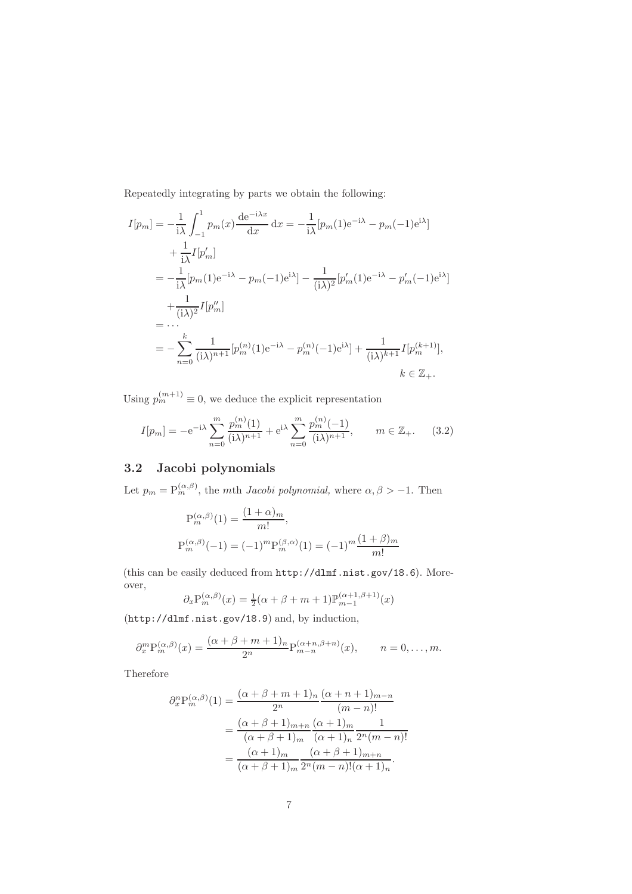Repeatedly integrating by parts we obtain the following:

$$
\begin{aligned}
I[p_m] &= -\frac{1}{\mathrm{i}\lambda}\int_{-1}^{1} p_m(x)\frac{\mathrm{d}\mathrm{e}^{-\mathrm{i}\lambda x}}{\mathrm{d}x}\,\mathrm{d}x = -\frac{1}{\mathrm{i}\lambda}[p_m(1)\mathrm{e}^{-\mathrm{i}\lambda} - p_m(-1)\mathrm{e}^{\mathrm{i}\lambda}] \\
&\quad + \frac{1}{\mathrm{i}\lambda} I[p_m'] \\
&= -\frac{1}{\mathrm{i}\lambda}[p_m(1)\mathrm{e}^{-\mathrm{i}\lambda} - p_m(-1)\mathrm{e}^{\mathrm{i}\lambda}] - \frac{1}{(\mathrm{i}\lambda)^2}[p_m'(1)\mathrm{e}^{-\mathrm{i}\lambda} - p_m'(-1)\mathrm{e}^{\mathrm{i}\lambda}] \\
&\quad + \frac{1}{(\mathrm{i}\lambda)^2} I[p_m''] \\
&= \cdots \\
&= -\sum_{n=0}^{k} \frac{1}{(\mathrm{i}\lambda)^{n+1}}[p_m^{(n)}(1)\mathrm{e}^{-\mathrm{i}\lambda} - p_m^{(n)}(-1)\mathrm{e}^{\mathrm{i}\lambda}] + \frac{1}{(\mathrm{i}\lambda)^{k+1}} I[p_m^{(k+1)}], \\
&\qquad\qquad\qquad\qquad\qquad\qquad\qquad\qquad\qquad\qquad k \in \mathbb{Z}_+.
\end{aligned}
$$

Using $p_m^{(m+1)} \equiv 0$, we deduce the explicit representation

$$
I[p_m] = -\mathrm{e}^{-\mathrm{i}\lambda}\sum_{n=0}^{m}\frac{p_m^{(n)}(1)}{(\mathrm{i}\lambda)^{n+1}} + \mathrm{e}^{\mathrm{i}\lambda}\sum_{n=0}^{m}\frac{p_m^{(n)}(-1)}{(\mathrm{i}\lambda)^{n+1}}, \qquad m \in \mathbb{Z}_+. \tag{3.2}
$$

## 3.2 Jacobi polynomials

Let $p_m = \mathrm{P}_m^{(\alpha,\beta)}$, the $m$th *Jacobi polynomial,* where $\alpha, \beta > -1$. Then

$$
\begin{aligned}
\mathrm{P}_m^{(\alpha,\beta)}(1) &= \frac{(1+\alpha)_m}{m!}, \\
\mathrm{P}_m^{(\alpha,\beta)}(-1) &= (-1)^m \mathrm{P}_m^{(\beta,\alpha)}(1) = (-1)^m \frac{(1+\beta)_m}{m!}
\end{aligned}
$$

(this can be easily deduced from `http://dlmf.nist.gov/18.6`). Moreover,

$$
\partial_x \mathrm{P}_m^{(\alpha,\beta)}(x) = \tfrac{1}{2}(\alpha+\beta+m+1)\mathbb{P}_{m-1}^{(\alpha+1,\beta+1)}(x)
$$

(`http://dlmf.nist.gov/18.9`) and, by induction,

$$
\partial_x^m \mathrm{P}_m^{(\alpha,\beta)}(x) = \frac{(\alpha+\beta+m+1)_n}{2^n}\mathrm{P}_{m-n}^{(\alpha+n,\beta+n)}(x), \qquad n = 0,\ldots,m.
$$

Therefore

$$
\begin{aligned}
\partial_x^n \mathrm{P}_m^{(\alpha,\beta)}(1) &= \frac{(\alpha+\beta+m+1)_n}{2^n}\frac{(\alpha+n+1)_{m-n}}{(m-n)!} \\
&= \frac{(\alpha+\beta+1)_{m+n}}{(\alpha+\beta+1)_m}\frac{(\alpha+1)_m}{(\alpha+1)_n}\frac{1}{2^n(m-n)!} \\
&= \frac{(\alpha+1)_m}{(\alpha+\beta+1)_m}\frac{(\alpha+\beta+1)_{m+n}}{2^n(m-n)!(\alpha+1)_n}.
\end{aligned}
$$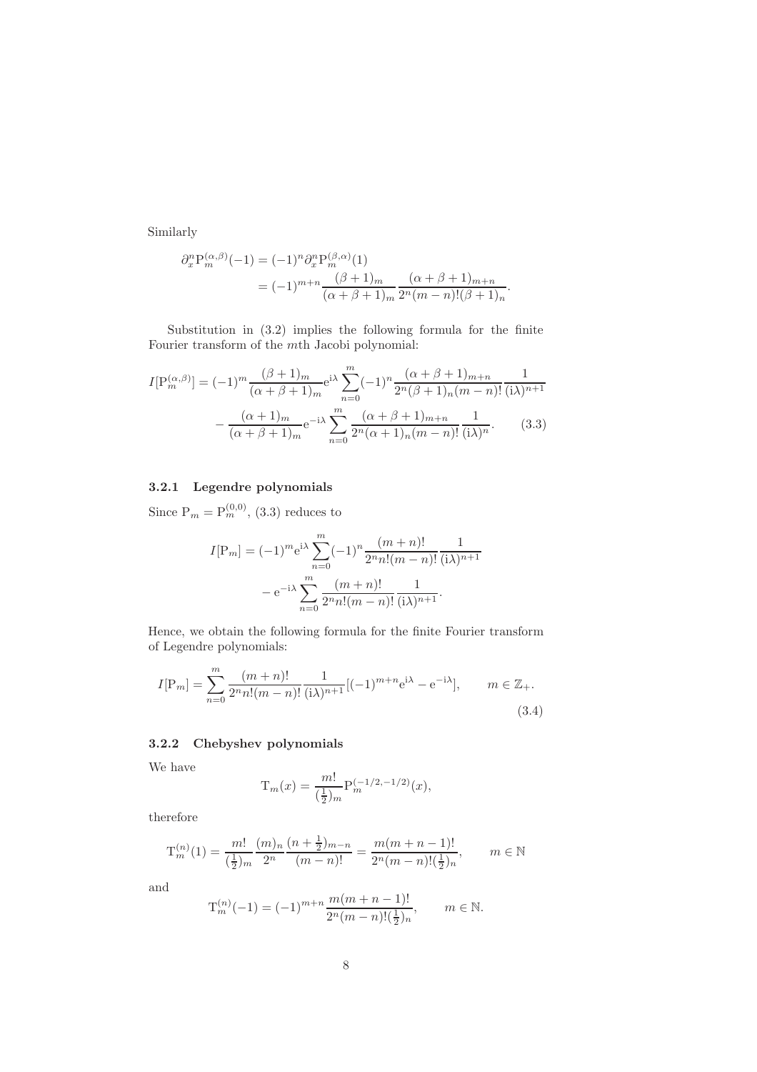Similarly

$$
\begin{aligned}
\partial_x^n \mathrm{P}_m^{(\alpha,\beta)}(-1) &= (-1)^n \partial_x^n \mathrm{P}_m^{(\beta,\alpha)}(1) \\
&= (-1)^{m+n} \frac{(\beta+1)_m}{(\alpha+\beta+1)_m} \frac{(\alpha+\beta+1)_{m+n}}{2^n (m-n)! (\beta+1)_n}.
\end{aligned}
$$

Substitution in (3.2) implies the following formula for the finite Fourier transform of the $m$th Jacobi polynomial:

$$
\begin{aligned}
I[\mathrm{P}_m^{(\alpha,\beta)}] = (-1)^m \frac{(\beta+1)_m}{(\alpha+\beta+1)_m} \mathrm{e}^{\mathrm{i}\lambda} \sum_{n=0}^{m} (-1)^n \frac{(\alpha+\beta+1)_{m+n}}{2^n (\beta+1)_n (m-n)!} \frac{1}{(\mathrm{i}\lambda)^{n+1}} \\
- \frac{(\alpha+1)_m}{(\alpha+\beta+1)_m} \mathrm{e}^{-\mathrm{i}\lambda} \sum_{n=0}^{m} \frac{(\alpha+\beta+1)_{m+n}}{2^n (\alpha+1)_n (m-n)!} \frac{1}{(\mathrm{i}\lambda)^n}. \qquad (3.3)
\end{aligned}
$$

### 3.2.1 Legendre polynomials

Since $\mathrm{P}_m = \mathrm{P}_m^{(0,0)}$, (3.3) reduces to

$$
\begin{aligned}
I[\mathrm{P}_m] = (-1)^m \mathrm{e}^{\mathrm{i}\lambda} \sum_{n=0}^{m} (-1)^n \frac{(m+n)!}{2^n n! (m-n)!} \frac{1}{(\mathrm{i}\lambda)^{n+1}} \\
- \mathrm{e}^{-\mathrm{i}\lambda} \sum_{n=0}^{m} \frac{(m+n)!}{2^n n! (m-n)!} \frac{1}{(\mathrm{i}\lambda)^{n+1}}.
\end{aligned}
$$

Hence, we obtain the following formula for the finite Fourier transform of Legendre polynomials:

$$
I[\mathrm{P}_m] = \sum_{n=0}^{m} \frac{(m+n)!}{2^n n! (m-n)!} \frac{1}{(\mathrm{i}\lambda)^{n+1}} [(-1)^{m+n} \mathrm{e}^{\mathrm{i}\lambda} - \mathrm{e}^{-\mathrm{i}\lambda}], \qquad m \in \mathbb{Z}_+. \qquad (3.4)
$$

### 3.2.2 Chebyshev polynomials

We have

$$
\mathrm{T}_m(x) = \frac{m!}{(\frac{1}{2})_m} \mathrm{P}_m^{(-1/2,-1/2)}(x),
$$

therefore

$$
\mathrm{T}_m^{(n)}(1) = \frac{m!}{(\frac{1}{2})_m} \frac{(m)_n}{2^n} \frac{(n+\frac{1}{2})_{m-n}}{(m-n)!} = \frac{m(m+n-1)!}{2^n (m-n)! (\frac{1}{2})_n}, \qquad m \in \mathbb{N}
$$

and

$$
\mathrm{T}_m^{(n)}(-1) = (-1)^{m+n} \frac{m(m+n-1)!}{2^n (m-n)! (\frac{1}{2})_n}, \qquad m \in \mathbb{N}.
$$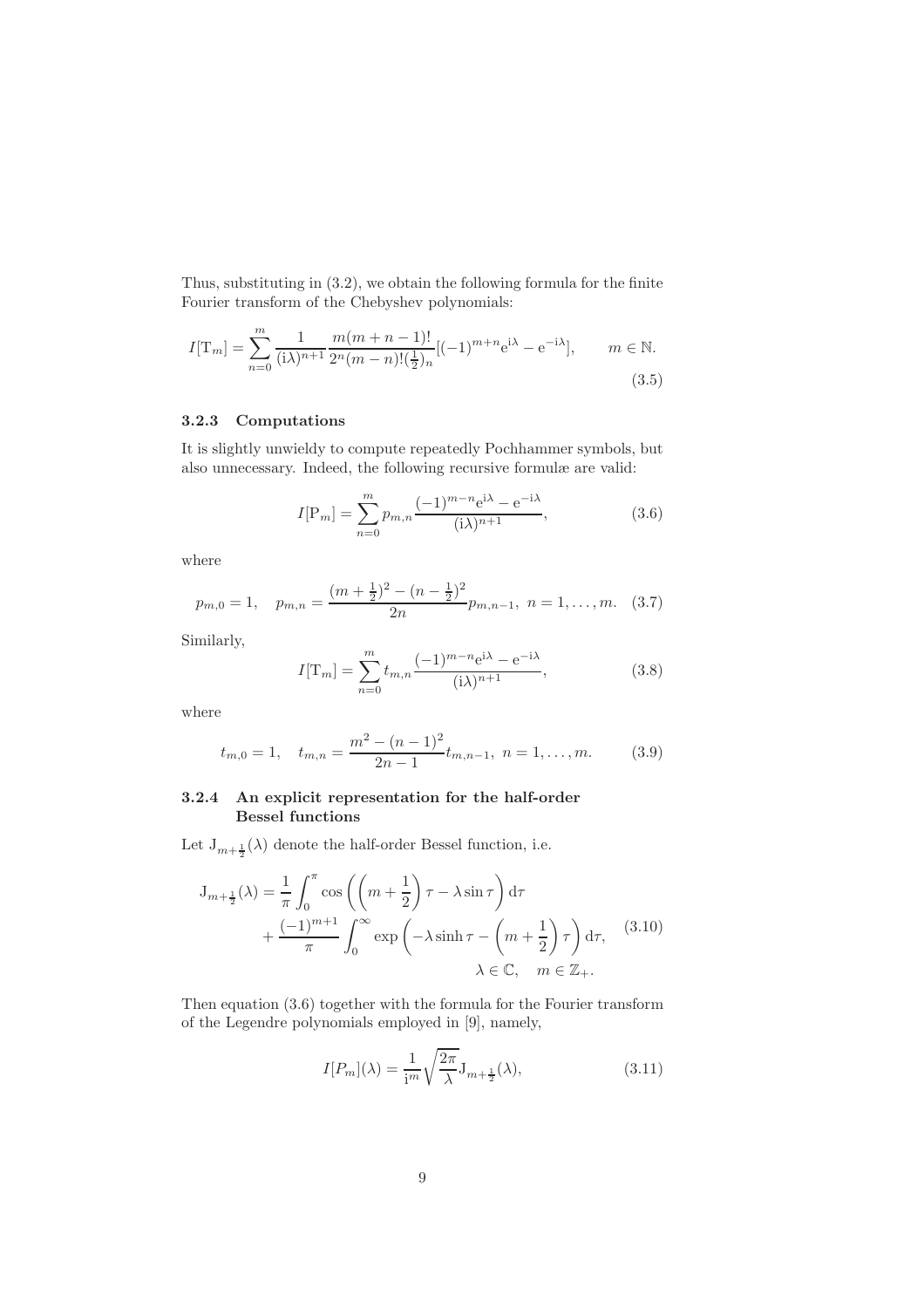Thus, substituting in (3.2), we obtain the following formula for the finite Fourier transform of the Chebyshev polynomials:

$$I[\mathrm{T}_m] = \sum_{n=0}^{m} \frac{1}{(\mathrm{i}\lambda)^{n+1}} \frac{m(m+n-1)!}{2^n(m-n)!(\frac{1}{2})_n} [(-1)^{m+n}\mathrm{e}^{\mathrm{i}\lambda} - \mathrm{e}^{-\mathrm{i}\lambda}], \qquad m \in \mathbb{N}. \tag{3.5}$$

### 3.2.3 Computations

It is slightly unwieldy to compute repeatedly Pochhammer symbols, but also unnecessary. Indeed, the following recursive formulæ are valid:

$$I[\mathrm{P}_m] = \sum_{n=0}^{m} p_{m,n} \frac{(-1)^{m-n}\mathrm{e}^{\mathrm{i}\lambda} - \mathrm{e}^{-\mathrm{i}\lambda}}{(\mathrm{i}\lambda)^{n+1}}, \tag{3.6}$$

where

$$p_{m,0} = 1, \quad p_{m,n} = \frac{(m+\frac{1}{2})^2 - (n-\frac{1}{2})^2}{2n} p_{m,n-1}, \; n = 1, \ldots, m. \tag{3.7}$$

Similarly,

$$I[\mathrm{T}_m] = \sum_{n=0}^{m} t_{m,n} \frac{(-1)^{m-n}\mathrm{e}^{\mathrm{i}\lambda} - \mathrm{e}^{-\mathrm{i}\lambda}}{(\mathrm{i}\lambda)^{n+1}}, \tag{3.8}$$

where

$$t_{m,0} = 1, \quad t_{m,n} = \frac{m^2 - (n-1)^2}{2n-1} t_{m,n-1}, \; n = 1, \ldots, m. \tag{3.9}$$

### 3.2.4 An explicit representation for the half-order Bessel functions

Let $\mathrm{J}_{m+\frac{1}{2}}(\lambda)$ denote the half-order Bessel function, i.e.

$$\begin{aligned} \mathrm{J}_{m+\frac{1}{2}}(\lambda) = & \frac{1}{\pi} \int_0^{\pi} \cos\left(\left(m+\frac{1}{2}\right)\tau - \lambda \sin\tau\right) \mathrm{d}\tau \\ & + \frac{(-1)^{m+1}}{\pi} \int_0^{\infty} \exp\left(-\lambda \sinh\tau - \left(m+\frac{1}{2}\right)\tau\right) \mathrm{d}\tau, \\ & \qquad \lambda \in \mathbb{C}, \quad m \in \mathbb{Z}_+. \end{aligned} \tag{3.10}$$

Then equation (3.6) together with the formula for the Fourier transform of the Legendre polynomials employed in [9], namely,

$$I[P_m](\lambda) = \frac{1}{\mathrm{i}^m} \sqrt{\frac{2\pi}{\lambda}} \mathrm{J}_{m+\frac{1}{2}}(\lambda), \tag{3.11}$$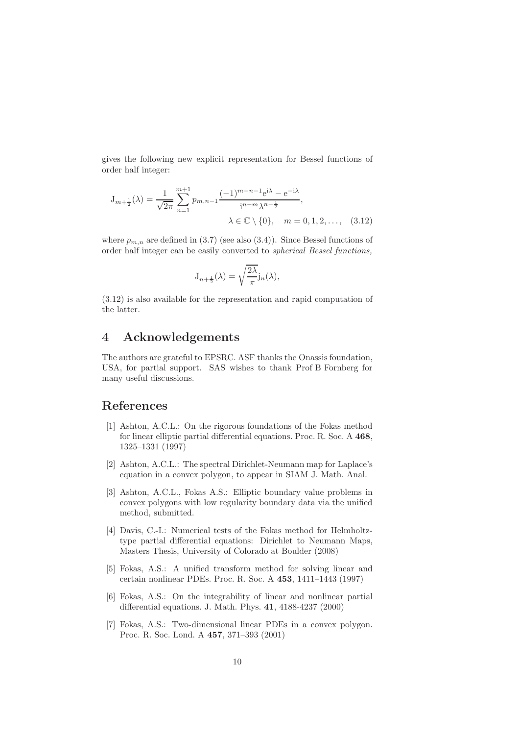gives the following new explicit representation for Bessel functions of order half integer:

$$\mathrm{J}_{m+\frac{1}{2}}(\lambda) = \frac{1}{\sqrt{2\pi}} \sum_{n=1}^{m+1} p_{m,n-1} \frac{(-1)^{m-n-1}\mathrm{e}^{\mathrm{i}\lambda} - \mathrm{e}^{-\mathrm{i}\lambda}}{\mathrm{i}^{n-m}\lambda^{n-\frac{1}{2}}}, \quad \lambda \in \mathbb{C} \setminus \{0\}, \quad m = 0, 1, 2, \ldots, \tag{3.12}$$

where $p_{m,n}$ are defined in (3.7) (see also (3.4)). Since Bessel functions of order half integer can be easily converted to *spherical Bessel functions,*

$$\mathrm{J}_{n+\frac{1}{2}}(\lambda) = \sqrt{\frac{2\lambda}{\pi}} \mathrm{j}_n(\lambda),$$

(3.12) is also available for the representation and rapid computation of the latter.

# 4 Acknowledgements

The authors are grateful to EPSRC. ASF thanks the Onassis foundation, USA, for partial support. SAS wishes to thank Prof B Fornberg for many useful discussions.

# References

[1] Ashton, A.C.L.: On the rigorous foundations of the Fokas method for linear elliptic partial differential equations. Proc. R. Soc. A **468**, 1325–1331 (1997)

[2] Ashton, A.C.L.: The spectral Dirichlet-Neumann map for Laplace's equation in a convex polygon, to appear in SIAM J. Math. Anal.

[3] Ashton, A.C.L., Fokas A.S.: Elliptic boundary value problems in convex polygons with low regularity boundary data via the unified method, submitted.

[4] Davis, C.-I.: Numerical tests of the Fokas method for Helmholtz-type partial differential equations: Dirichlet to Neumann Maps, Masters Thesis, University of Colorado at Boulder (2008)

[5] Fokas, A.S.: A unified transform method for solving linear and certain nonlinear PDEs. Proc. R. Soc. A **453**, 1411–1443 (1997)

[6] Fokas, A.S.: On the integrability of linear and nonlinear partial differential equations. J. Math. Phys. **41**, 4188-4237 (2000)

[7] Fokas, A.S.: Two-dimensional linear PDEs in a convex polygon. Proc. R. Soc. Lond. A **457**, 371–393 (2001)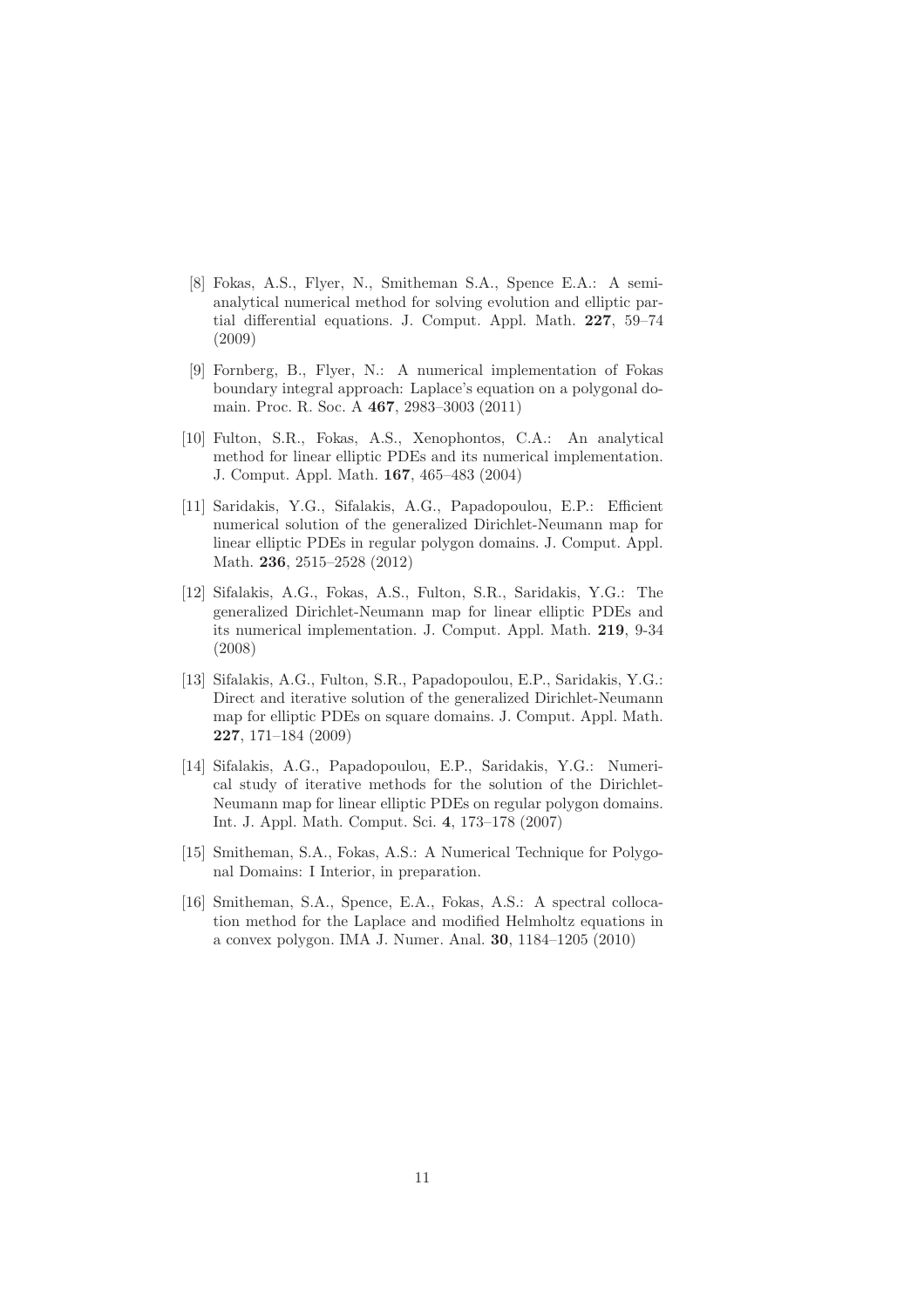[8] Fokas, A.S., Flyer, N., Smitheman S.A., Spence E.A.: A semi-analytical numerical method for solving evolution and elliptic partial differential equations. J. Comput. Appl. Math. **227**, 59–74 (2009)

[9] Fornberg, B., Flyer, N.: A numerical implementation of Fokas boundary integral approach: Laplace's equation on a polygonal domain. Proc. R. Soc. A **467**, 2983–3003 (2011)

[10] Fulton, S.R., Fokas, A.S., Xenophontos, C.A.: An analytical method for linear elliptic PDEs and its numerical implementation. J. Comput. Appl. Math. **167**, 465–483 (2004)

[11] Saridakis, Y.G., Sifalakis, A.G., Papadopoulou, E.P.: Efficient numerical solution of the generalized Dirichlet-Neumann map for linear elliptic PDEs in regular polygon domains. J. Comput. Appl. Math. **236**, 2515–2528 (2012)

[12] Sifalakis, A.G., Fokas, A.S., Fulton, S.R., Saridakis, Y.G.: The generalized Dirichlet-Neumann map for linear elliptic PDEs and its numerical implementation. J. Comput. Appl. Math. **219**, 9-34 (2008)

[13] Sifalakis, A.G., Fulton, S.R., Papadopoulou, E.P., Saridakis, Y.G.: Direct and iterative solution of the generalized Dirichlet-Neumann map for elliptic PDEs on square domains. J. Comput. Appl. Math. **227**, 171–184 (2009)

[14] Sifalakis, A.G., Papadopoulou, E.P., Saridakis, Y.G.: Numerical study of iterative methods for the solution of the Dirichlet-Neumann map for linear elliptic PDEs on regular polygon domains. Int. J. Appl. Math. Comput. Sci. **4**, 173–178 (2007)

[15] Smitheman, S.A., Fokas, A.S.: A Numerical Technique for Polygonal Domains: I Interior, in preparation.

[16] Smitheman, S.A., Spence, E.A., Fokas, A.S.: A spectral collocation method for the Laplace and modified Helmholtz equations in a convex polygon. IMA J. Numer. Anal. **30**, 1184–1205 (2010)